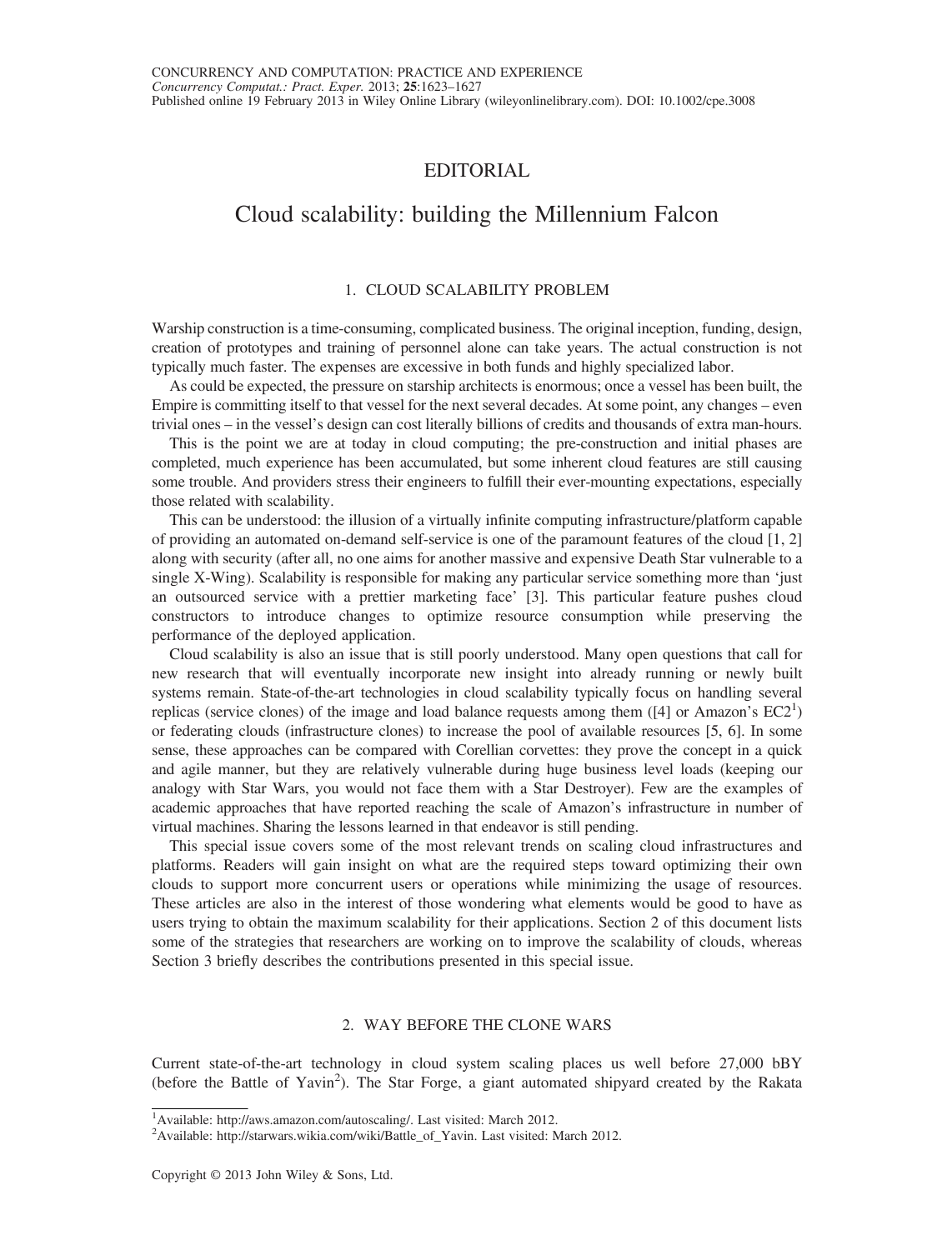## EDITORIAL

# Cloud scalability: building the Millennium Falcon

## 1. CLOUD SCALABILITY PROBLEM

Warship construction is a time-consuming, complicated business. The original inception, funding, design, creation of prototypes and training of personnel alone can take years. The actual construction is not typically much faster. The expenses are excessive in both funds and highly specialized labor.

As could be expected, the pressure on starship architects is enormous; once a vessel has been built, the Empire is committing itself to that vessel for the next several decades. At some point, any changes – even trivial ones – in the vessel's design can cost literally billions of credits and thousands of extra man-hours.

This is the point we are at today in cloud computing; the pre-construction and initial phases are completed, much experience has been accumulated, but some inherent cloud features are still causing some trouble. And providers stress their engineers to fulfill their ever-mounting expectations, especially those related with scalability.

This can be understood: the illusion of a virtually infinite computing infrastructure/platform capable of providing an automated on-demand self-service is one of the paramount features of the cloud [1, 2] along with security (after all, no one aims for another massive and expensive Death Star vulnerable to a single X-Wing). Scalability is responsible for making any particular service something more than 'just an outsourced service with a prettier marketing face' [3]. This particular feature pushes cloud constructors to introduce changes to optimize resource consumption while preserving the performance of the deployed application.

Cloud scalability is also an issue that is still poorly understood. Many open questions that call for new research that will eventually incorporate new insight into already running or newly built systems remain. State-of-the-art technologies in cloud scalability typically focus on handling several replicas (service clones) of the image and load balance requests among them ([4] or Amazon's EC2[1]) or federating clouds (infrastructure clones) to increase the pool of available resources [5, 6]. In some sense, these approaches can be compared with Corellian corvettes: they prove the concept in a quick and agile manner, but they are relatively vulnerable during huge business level loads (keeping our analogy with Star Wars, you would not face them with a Star Destroyer). Few are the examples of academic approaches that have reported reaching the scale of Amazon's infrastructure in number of virtual machines. Sharing the lessons learned in that endeavor is still pending.

This special issue covers some of the most relevant trends on scaling cloud infrastructures and platforms. Readers will gain insight on what are the required steps toward optimizing their own clouds to support more concurrent users or operations while minimizing the usage of resources. These articles are also in the interest of those wondering what elements would be good to have as users trying to obtain the maximum scalability for their applications. Section 2 of this document lists some of the strategies that researchers are working on to improve the scalability of clouds, whereas Section 3 briefly describes the contributions presented in this special issue.

## 2. WAY BEFORE THE CLONE WARS

Current state-of-the-art technology in cloud system scaling places us well before 27,000 bBY (before the Battle of Yavin[2]). The Star Forge, a giant automated shipyard created by the Rakata

[1]Available: http://aws.amazon.com/autoscaling/. Last visited: March 2012.
[2]Available: http://starwars.wikia.com/wiki/Battle_of_Yavin. Last visited: March 2012.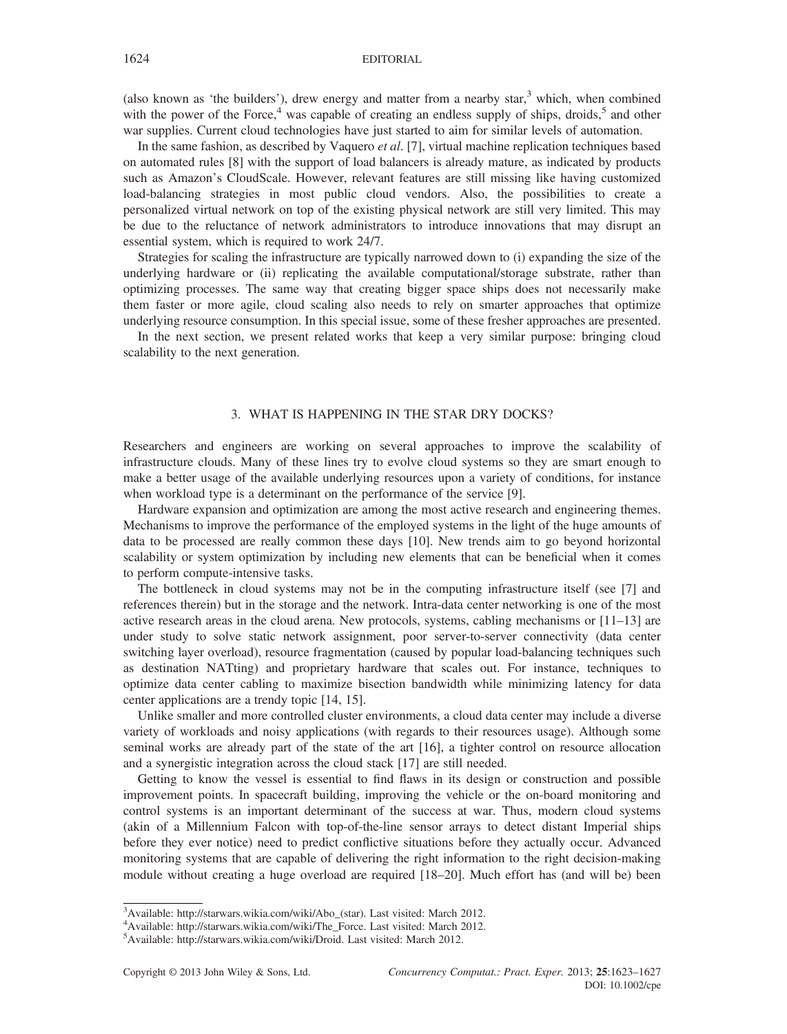(also known as 'the builders'), drew energy and matter from a nearby star,[3] which, when combined with the power of the Force,[4] was capable of creating an endless supply of ships, droids,[5] and other war supplies. Current cloud technologies have just started to aim for similar levels of automation.

In the same fashion, as described by Vaquero *et al*. [7], virtual machine replication techniques based on automated rules [8] with the support of load balancers is already mature, as indicated by products such as Amazon's CloudScale. However, relevant features are still missing like having customized load-balancing strategies in most public cloud vendors. Also, the possibilities to create a personalized virtual network on top of the existing physical network are still very limited. This may be due to the reluctance of network administrators to introduce innovations that may disrupt an essential system, which is required to work 24/7.

Strategies for scaling the infrastructure are typically narrowed down to (i) expanding the size of the underlying hardware or (ii) replicating the available computational/storage substrate, rather than optimizing processes. The same way that creating bigger space ships does not necessarily make them faster or more agile, cloud scaling also needs to rely on smarter approaches that optimize underlying resource consumption. In this special issue, some of these fresher approaches are presented.

In the next section, we present related works that keep a very similar purpose: bringing cloud scalability to the next generation.

## 3. WHAT IS HAPPENING IN THE STAR DRY DOCKS?

Researchers and engineers are working on several approaches to improve the scalability of infrastructure clouds. Many of these lines try to evolve cloud systems so they are smart enough to make a better usage of the available underlying resources upon a variety of conditions, for instance when workload type is a determinant on the performance of the service [9].

Hardware expansion and optimization are among the most active research and engineering themes. Mechanisms to improve the performance of the employed systems in the light of the huge amounts of data to be processed are really common these days [10]. New trends aim to go beyond horizontal scalability or system optimization by including new elements that can be beneficial when it comes to perform compute-intensive tasks.

The bottleneck in cloud systems may not be in the computing infrastructure itself (see [7] and references therein) but in the storage and the network. Intra-data center networking is one of the most active research areas in the cloud arena. New protocols, systems, cabling mechanisms or [11–13] are under study to solve static network assignment, poor server-to-server connectivity (data center switching layer overload), resource fragmentation (caused by popular load-balancing techniques such as destination NATting) and proprietary hardware that scales out. For instance, techniques to optimize data center cabling to maximize bisection bandwidth while minimizing latency for data center applications are a trendy topic [14, 15].

Unlike smaller and more controlled cluster environments, a cloud data center may include a diverse variety of workloads and noisy applications (with regards to their resources usage). Although some seminal works are already part of the state of the art [16], a tighter control on resource allocation and a synergistic integration across the cloud stack [17] are still needed.

Getting to know the vessel is essential to find flaws in its design or construction and possible improvement points. In spacecraft building, improving the vehicle or the on-board monitoring and control systems is an important determinant of the success at war. Thus, modern cloud systems (akin of a Millennium Falcon with top-of-the-line sensor arrays to detect distant Imperial ships before they ever notice) need to predict conflictive situations before they actually occur. Advanced monitoring systems that are capable of delivering the right information to the right decision-making module without creating a huge overload are required [18–20]. Much effort has (and will be) been

[3] Available: http://starwars.wikia.com/wiki/Abo_(star). Last visited: March 2012.

[4] Available: http://starwars.wikia.com/wiki/The_Force. Last visited: March 2012.

[5] Available: http://starwars.wikia.com/wiki/Droid. Last visited: March 2012.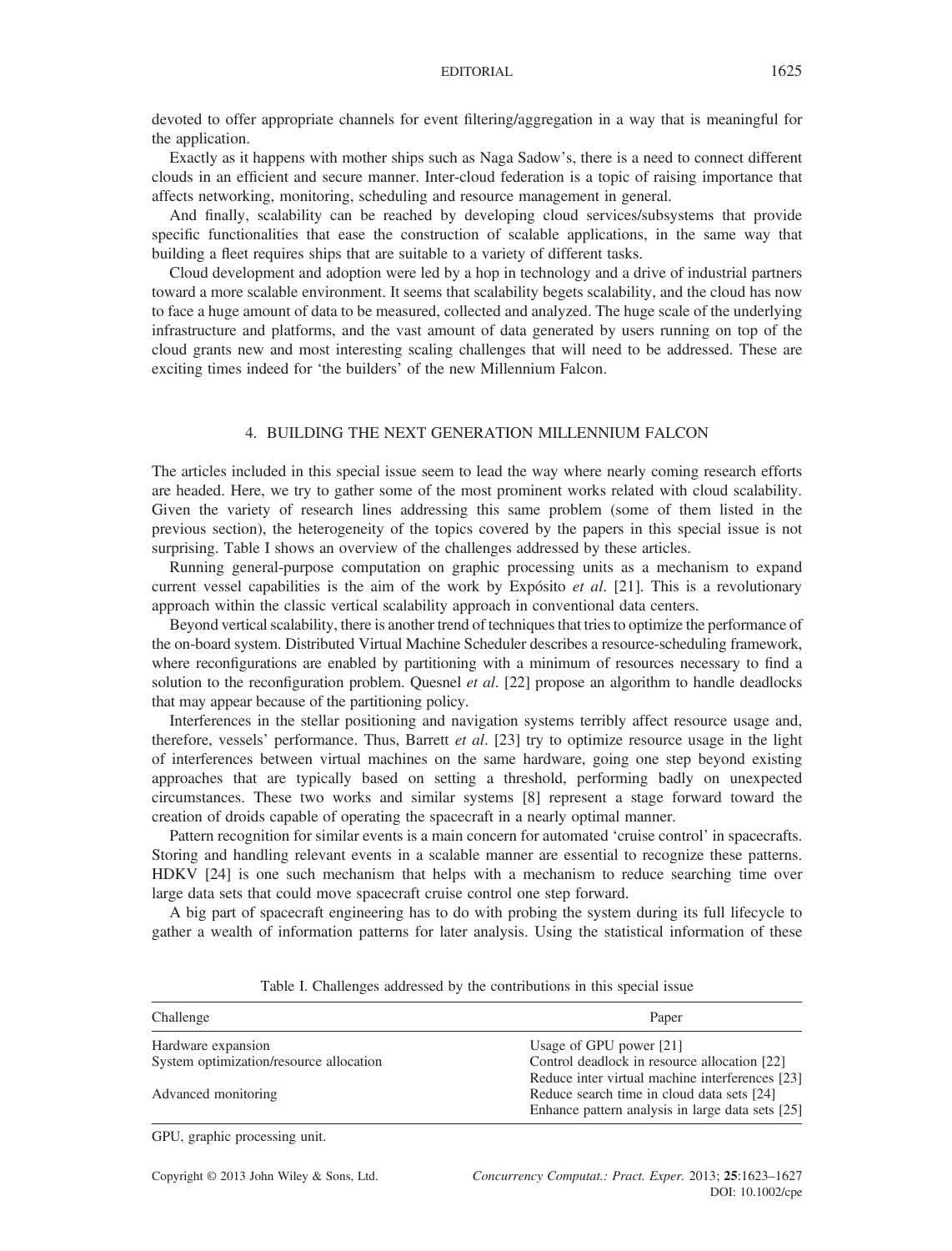devoted to offer appropriate channels for event filtering/aggregation in a way that is meaningful for the application.

Exactly as it happens with mother ships such as Naga Sadow's, there is a need to connect different clouds in an efficient and secure manner. Inter-cloud federation is a topic of raising importance that affects networking, monitoring, scheduling and resource management in general.

And finally, scalability can be reached by developing cloud services/subsystems that provide specific functionalities that ease the construction of scalable applications, in the same way that building a fleet requires ships that are suitable to a variety of different tasks.

Cloud development and adoption were led by a hop in technology and a drive of industrial partners toward a more scalable environment. It seems that scalability begets scalability, and the cloud has now to face a huge amount of data to be measured, collected and analyzed. The huge scale of the underlying infrastructure and platforms, and the vast amount of data generated by users running on top of the cloud grants new and most interesting scaling challenges that will need to be addressed. These are exciting times indeed for 'the builders' of the new Millennium Falcon.

## 4. BUILDING THE NEXT GENERATION MILLENNIUM FALCON

The articles included in this special issue seem to lead the way where nearly coming research efforts are headed. Here, we try to gather some of the most prominent works related with cloud scalability. Given the variety of research lines addressing this same problem (some of them listed in the previous section), the heterogeneity of the topics covered by the papers in this special issue is not surprising. Table I shows an overview of the challenges addressed by these articles.

Running general-purpose computation on graphic processing units as a mechanism to expand current vessel capabilities is the aim of the work by Expósito *et al*. [21]. This is a revolutionary approach within the classic vertical scalability approach in conventional data centers.

Beyond vertical scalability, there is another trend of techniques that tries to optimize the performance of the on-board system. Distributed Virtual Machine Scheduler describes a resource-scheduling framework, where reconfigurations are enabled by partitioning with a minimum of resources necessary to find a solution to the reconfiguration problem. Quesnel *et al*. [22] propose an algorithm to handle deadlocks that may appear because of the partitioning policy.

Interferences in the stellar positioning and navigation systems terribly affect resource usage and, therefore, vessels' performance. Thus, Barrett *et al*. [23] try to optimize resource usage in the light of interferences between virtual machines on the same hardware, going one step beyond existing approaches that are typically based on setting a threshold, performing badly on unexpected circumstances. These two works and similar systems [8] represent a stage forward toward the creation of droids capable of operating the spacecraft in a nearly optimal manner.

Pattern recognition for similar events is a main concern for automated 'cruise control' in spacecrafts. Storing and handling relevant events in a scalable manner are essential to recognize these patterns. HDKV [24] is one such mechanism that helps with a mechanism to reduce searching time over large data sets that could move spacecraft cruise control one step forward.

A big part of spacecraft engineering has to do with probing the system during its full lifecycle to gather a wealth of information patterns for later analysis. Using the statistical information of these

Table I. Challenges addressed by the contributions in this special issue

| Challenge | Paper |
|---|---|
| Hardware expansion | Usage of GPU power [21] |
| System optimization/resource allocation | Control deadlock in resource allocation [22] |
| | Reduce inter virtual machine interferences [23] |
| Advanced monitoring | Reduce search time in cloud data sets [24] |
| | Enhance pattern analysis in large data sets [25] |

GPU, graphic processing unit.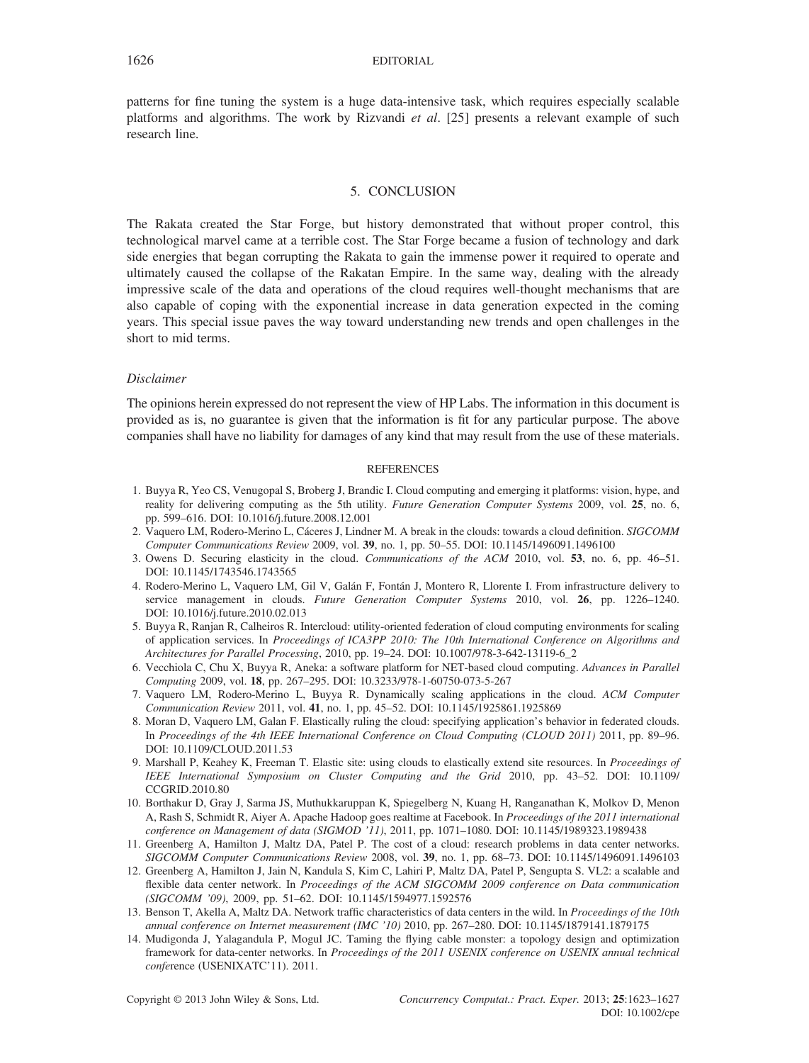patterns for fine tuning the system is a huge data-intensive task, which requires especially scalable platforms and algorithms. The work by Rizvandi *et al*. [25] presents a relevant example of such research line.

## 5. CONCLUSION

The Rakata created the Star Forge, but history demonstrated that without proper control, this technological marvel came at a terrible cost. The Star Forge became a fusion of technology and dark side energies that began corrupting the Rakata to gain the immense power it required to operate and ultimately caused the collapse of the Rakatan Empire. In the same way, dealing with the already impressive scale of the data and operations of the cloud requires well-thought mechanisms that are also capable of coping with the exponential increase in data generation expected in the coming years. This special issue paves the way toward understanding new trends and open challenges in the short to mid terms.

### *Disclaimer*

The opinions herein expressed do not represent the view of HP Labs. The information in this document is provided as is, no guarantee is given that the information is fit for any particular purpose. The above companies shall have no liability for damages of any kind that may result from the use of these materials.

## REFERENCES

1. Buyya R, Yeo CS, Venugopal S, Broberg J, Brandic I. Cloud computing and emerging it platforms: vision, hype, and reality for delivering computing as the 5th utility. *Future Generation Computer Systems* 2009, vol. **25**, no. 6, pp. 599–616. DOI: 10.1016/j.future.2008.12.001
2. Vaquero LM, Rodero-Merino L, Cáceres J, Lindner M. A break in the clouds: towards a cloud definition. *SIGCOMM Computer Communications Review* 2009, vol. **39**, no. 1, pp. 50–55. DOI: 10.1145/1496091.1496100
3. Owens D. Securing elasticity in the cloud. *Communications of the ACM* 2010, vol. **53**, no. 6, pp. 46–51. DOI: 10.1145/1743546.1743565
4. Rodero-Merino L, Vaquero LM, Gil V, Galán F, Fontán J, Montero R, Llorente I. From infrastructure delivery to service management in clouds. *Future Generation Computer Systems* 2010, vol. **26**, pp. 1226–1240. DOI: 10.1016/j.future.2010.02.013
5. Buyya R, Ranjan R, Calheiros R. Intercloud: utility-oriented federation of cloud computing environments for scaling of application services. In *Proceedings of ICA3PP 2010: The 10th International Conference on Algorithms and Architectures for Parallel Processing*, 2010, pp. 19–24. DOI: 10.1007/978-3-642-13119-6_2
6. Vecchiola C, Chu X, Buyya R, Aneka: a software platform for NET-based cloud computing. *Advances in Parallel Computing* 2009, vol. **18**, pp. 267–295. DOI: 10.3233/978-1-60750-073-5-267
7. Vaquero LM, Rodero-Merino L, Buyya R. Dynamically scaling applications in the cloud. *ACM Computer Communication Review* 2011, vol. **41**, no. 1, pp. 45–52. DOI: 10.1145/1925861.1925869
8. Moran D, Vaquero LM, Galan F. Elastically ruling the cloud: specifying application's behavior in federated clouds. In *Proceedings of the 4th IEEE International Conference on Cloud Computing (CLOUD 2011)* 2011, pp. 89–96. DOI: 10.1109/CLOUD.2011.53
9. Marshall P, Keahey K, Freeman T. Elastic site: using clouds to elastically extend site resources. In *Proceedings of IEEE International Symposium on Cluster Computing and the Grid* 2010, pp. 43–52. DOI: 10.1109/CCGRID.2010.80
10. Borthakur D, Gray J, Sarma JS, Muthukkaruppan K, Spiegelberg N, Kuang H, Ranganathan K, Molkov D, Menon A, Rash S, Schmidt R, Aiyer A. Apache Hadoop goes realtime at Facebook. In *Proceedings of the 2011 international conference on Management of data (SIGMOD '11)*, 2011, pp. 1071–1080. DOI: 10.1145/1989323.1989438
11. Greenberg A, Hamilton J, Maltz DA, Patel P. The cost of a cloud: research problems in data center networks. *SIGCOMM Computer Communications Review* 2008, vol. **39**, no. 1, pp. 68–73. DOI: 10.1145/1496091.1496103
12. Greenberg A, Hamilton J, Jain N, Kandula S, Kim C, Lahiri P, Maltz DA, Patel P, Sengupta S. VL2: a scalable and flexible data center network. In *Proceedings of the ACM SIGCOMM 2009 conference on Data communication (SIGCOMM '09)*, 2009, pp. 51–62. DOI: 10.1145/1594977.1592576
13. Benson T, Akella A, Maltz DA. Network traffic characteristics of data centers in the wild. In *Proceedings of the 10th annual conference on Internet measurement (IMC '10)* 2010, pp. 267–280. DOI: 10.1145/1879141.1879175
14. Mudigonda J, Yalagandula P, Mogul JC. Taming the flying cable monster: a topology design and optimization framework for data-center networks. In *Proceedings of the 2011 USENIX conference on USENIX annual technical conf*erence (USENIXATC'11). 2011.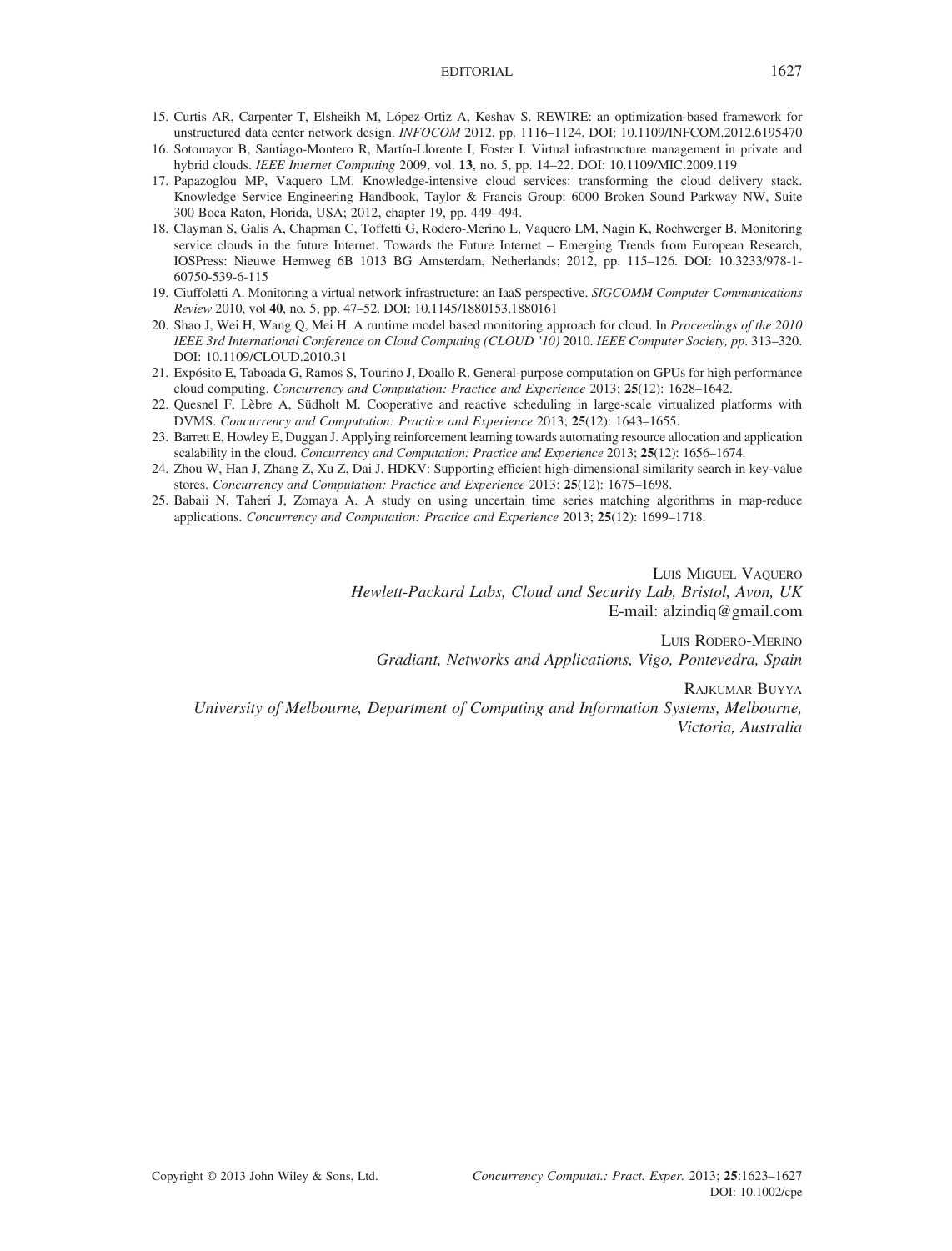15. Curtis AR, Carpenter T, Elsheikh M, López-Ortiz A, Keshav S. REWIRE: an optimization-based framework for unstructured data center network design. *INFOCOM* 2012. pp. 1116–1124. DOI: 10.1109/INFCOM.2012.6195470
16. Sotomayor B, Santiago-Montero R, Martín-Llorente I, Foster I. Virtual infrastructure management in private and hybrid clouds. *IEEE Internet Computing* 2009, vol. **13**, no. 5, pp. 14–22. DOI: 10.1109/MIC.2009.119
17. Papazoglou MP, Vaquero LM. Knowledge-intensive cloud services: transforming the cloud delivery stack. Knowledge Service Engineering Handbook, Taylor & Francis Group: 6000 Broken Sound Parkway NW, Suite 300 Boca Raton, Florida, USA; 2012, chapter 19, pp. 449–494.
18. Clayman S, Galis A, Chapman C, Toffetti G, Rodero-Merino L, Vaquero LM, Nagin K, Rochwerger B. Monitoring service clouds in the future Internet. Towards the Future Internet – Emerging Trends from European Research, IOSPress: Nieuwe Hemweg 6B 1013 BG Amsterdam, Netherlands; 2012, pp. 115–126. DOI: 10.3233/978-1-60750-539-6-115
19. Ciuffoletti A. Monitoring a virtual network infrastructure: an IaaS perspective. *SIGCOMM Computer Communications Review* 2010, vol **40**, no. 5, pp. 47–52. DOI: 10.1145/1880153.1880161
20. Shao J, Wei H, Wang Q, Mei H. A runtime model based monitoring approach for cloud. In *Proceedings of the 2010 IEEE 3rd International Conference on Cloud Computing (CLOUD '10)* 2010. *IEEE Computer Society, pp*. 313–320. DOI: 10.1109/CLOUD.2010.31
21. Expósito E, Taboada G, Ramos S, Touriño J, Doallo R. General-purpose computation on GPUs for high performance cloud computing. *Concurrency and Computation: Practice and Experience* 2013; **25**(12): 1628–1642.
22. Quesnel F, Lèbre A, Südholt M. Cooperative and reactive scheduling in large-scale virtualized platforms with DVMS. *Concurrency and Computation: Practice and Experience* 2013; **25**(12): 1643–1655.
23. Barrett E, Howley E, Duggan J. Applying reinforcement learning towards automating resource allocation and application scalability in the cloud. *Concurrency and Computation: Practice and Experience* 2013; **25**(12): 1656–1674.
24. Zhou W, Han J, Zhang Z, Xu Z, Dai J. HDKV: Supporting efficient high-dimensional similarity search in key-value stores. *Concurrency and Computation: Practice and Experience* 2013; **25**(12): 1675–1698.
25. Babaii N, Taheri J, Zomaya A. A study on using uncertain time series matching algorithms in map-reduce applications. *Concurrency and Computation: Practice and Experience* 2013; **25**(12): 1699–1718.

Luis Miguel Vaquero
*Hewlett-Packard Labs, Cloud and Security Lab, Bristol, Avon, UK*
E-mail: alzindiq@gmail.com

Luis Rodero-Merino
*Gradiant, Networks and Applications, Vigo, Pontevedra, Spain*

Rajkumar Buyya
*University of Melbourne, Department of Computing and Information Systems, Melbourne, Victoria, Australia*